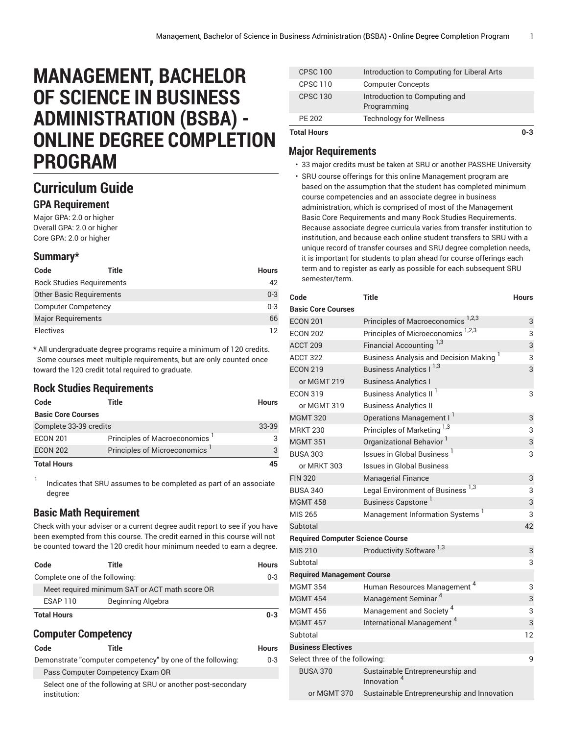# MANAGEMENT, BACHELOR OF SCIENCE IN BUSINESS ADMINISTRATION (BSBA) - ONLINE DEGREE COMPLETION PROGRAM

## Curriculum Guide

### GPA Requirement

Major GPA: 2.0 or higher
Overall GPA: 2.0 or higher
Core GPA: 2.0 or higher

### Summary*

| Code | Title | Hours |
|---|---|---|
| Rock Studies Requirements | | 42 |
| Other Basic Requirements | | 0-3 |
| Computer Competency | | 0-3 |
| Major Requirements | | 66 |
| Electives | | 12 |

\* All undergraduate degree programs require a minimum of 120 credits. Some courses meet multiple requirements, but are only counted once toward the 120 credit total required to graduate.

### Rock Studies Requirements

| Code | Title | Hours |
|---|---|---|
| **Basic Core Courses** | | |
| Complete 33-39 credits | | 33-39 |
| ECON 201 | Principles of Macroeconomics [1] | 3 |
| ECON 202 | Principles of Microeconomics [1] | 3 |
| **Total Hours** | | **45** |

[1] Indicates that SRU assumes to be completed as part of an associate degree

### Basic Math Requirement

Check with your adviser or a current degree audit report to see if you have been exempted from this course. The credit earned in this course will not be counted toward the 120 credit hour minimum needed to earn a degree.

| Code | Title | Hours |
|---|---|---|
| Complete one of the following: | | 0-3 |
| Meet required minimum SAT or ACT math score OR | | |
| ESAP 110 | Beginning Algebra | |
| **Total Hours** | | **0-3** |

### Computer Competency

| Code | Title | Hours |
|---|---|---|
| Demonstrate "computer competency" by one of the following: | | 0-3 |
| Pass Computer Competency Exam OR | | |
| Select one of the following at SRU or another post-secondary institution: | | |
| CPSC 100 | Introduction to Computing for Liberal Arts | |
| CPSC 110 | Computer Concepts | |
| CPSC 130 | Introduction to Computing and Programming | |
| PE 202 | Technology for Wellness | |
| **Total Hours** | | **0-3** |

### Major Requirements

- 33 major credits must be taken at SRU or another PASSHE University
- SRU course offerings for this online Management program are based on the assumption that the student has completed minimum course competencies and an associate degree in business administration, which is comprised of most of the Management Basic Core Requirements and many Rock Studies Requirements. Because associate degree curricula varies from transfer institution to institution, and because each online student transfers to SRU with a unique record of transfer courses and SRU degree completion needs, it is important for students to plan ahead for course offerings each term and to register as early as possible for each subsequent SRU semester/term.

| Code | Title | Hours |
|---|---|---|
| **Basic Core Courses** | | |
| ECON 201 | Principles of Macroeconomics [1,2,3] | 3 |
| ECON 202 | Principles of Microeconomics [1,2,3] | 3 |
| ACCT 209 | Financial Accounting [1,3] | 3 |
| ACCT 322 | Business Analysis and Decision Making [1] | 3 |
| ECON 219 | Business Analytics I [1,3] | 3 |
| or MGMT 219 | Business Analytics I | |
| ECON 319 | Business Analytics II [1] | 3 |
| or MGMT 319 | Business Analytics II | |
| MGMT 320 | Operations Management I [1] | 3 |
| MRKT 230 | Principles of Marketing [1,3] | 3 |
| MGMT 351 | Organizational Behavior [1] | 3 |
| BUSA 303 | Issues in Global Business [1] | 3 |
| or MRKT 303 | Issues in Global Business | |
| FIN 320 | Managerial Finance | 3 |
| BUSA 340 | Legal Environment of Business [1,3] | 3 |
| MGMT 458 | Business Capstone [1] | 3 |
| MIS 265 | Management Information Systems [1] | 3 |
| Subtotal | | 42 |
| **Required Computer Science Course** | | |
| MIS 210 | Productivity Software [1,3] | 3 |
| Subtotal | | 3 |
| **Required Management Course** | | |
| MGMT 354 | Human Resources Management [4] | 3 |
| MGMT 454 | Management Seminar [4] | 3 |
| MGMT 456 | Management and Society [4] | 3 |
| MGMT 457 | International Management [4] | 3 |
| Subtotal | | 12 |
| **Business Electives** | | |
| Select three of the following: | | 9 |
| BUSA 370 | Sustainable Entrepreneurship and Innovation [4] | |
| or MGMT 370 | Sustainable Entrepreneurship and Innovation | |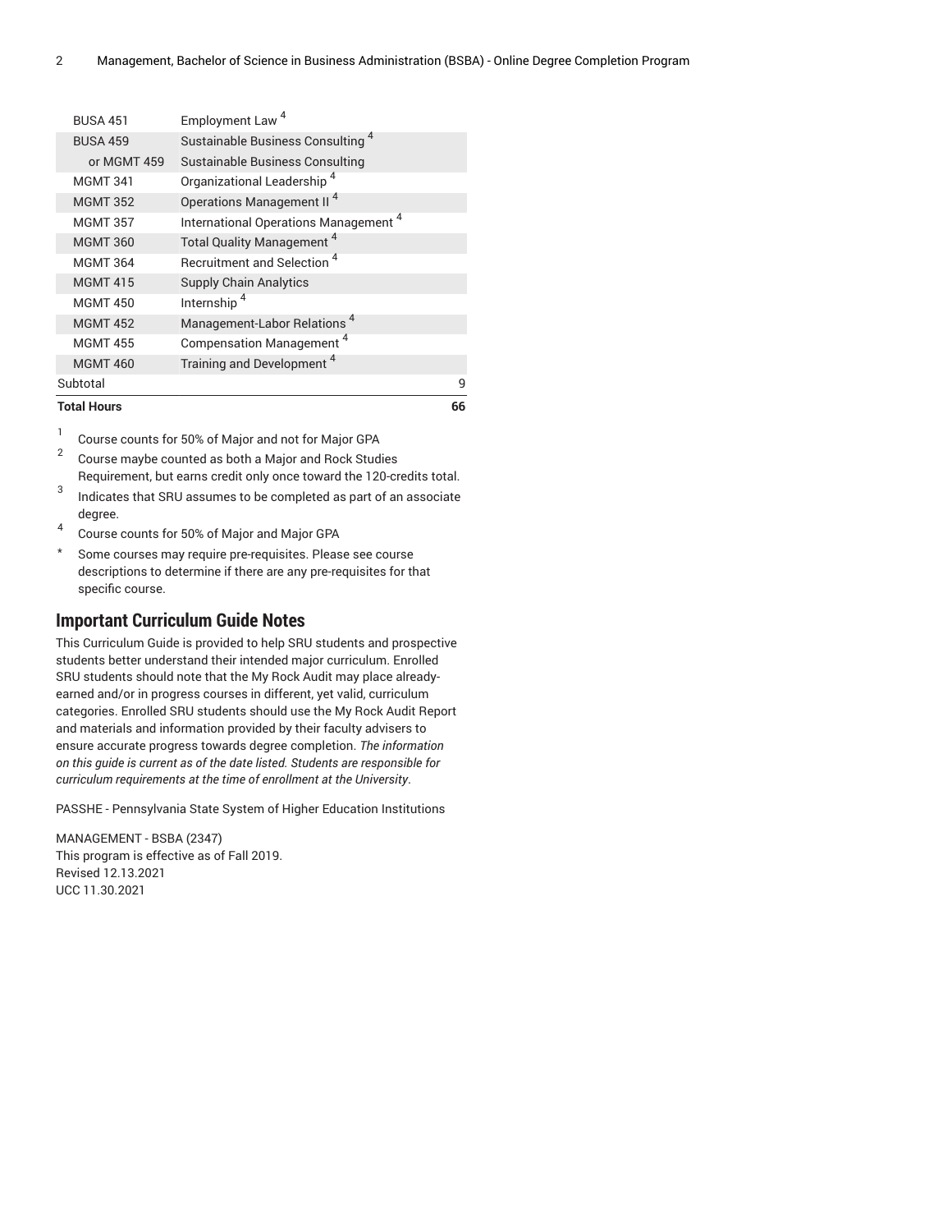| | | |
|---|---|---|
| BUSA 451 | Employment Law [4] | |
| BUSA 459 | Sustainable Business Consulting [4] | |
| or MGMT 459 | Sustainable Business Consulting | |
| MGMT 341 | Organizational Leadership [4] | |
| MGMT 352 | Operations Management II [4] | |
| MGMT 357 | International Operations Management [4] | |
| MGMT 360 | Total Quality Management [4] | |
| MGMT 364 | Recruitment and Selection [4] | |
| MGMT 415 | Supply Chain Analytics | |
| MGMT 450 | Internship [4] | |
| MGMT 452 | Management-Labor Relations [4] | |
| MGMT 455 | Compensation Management [4] | |
| MGMT 460 | Training and Development [4] | |
| Subtotal | | 9 |
| **Total Hours** | | **66** |

1. Course counts for 50% of Major and not for Major GPA
2. Course maybe counted as both a Major and Rock Studies Requirement, but earns credit only once toward the 120-credits total.
3. Indicates that SRU assumes to be completed as part of an associate degree.
4. Course counts for 50% of Major and Major GPA

\* Some courses may require pre-requisites. Please see course descriptions to determine if there are any pre-requisites for that specific course.

## Important Curriculum Guide Notes

This Curriculum Guide is provided to help SRU students and prospective students better understand their intended major curriculum. Enrolled SRU students should note that the My Rock Audit may place already-earned and/or in progress courses in different, yet valid, curriculum categories. Enrolled SRU students should use the My Rock Audit Report and materials and information provided by their faculty advisers to ensure accurate progress towards degree completion. *The information on this guide is current as of the date listed. Students are responsible for curriculum requirements at the time of enrollment at the University.*

PASSHE - Pennsylvania State System of Higher Education Institutions

MANAGEMENT - BSBA (2347)
This program is effective as of Fall 2019.
Revised 12.13.2021
UCC 11.30.2021